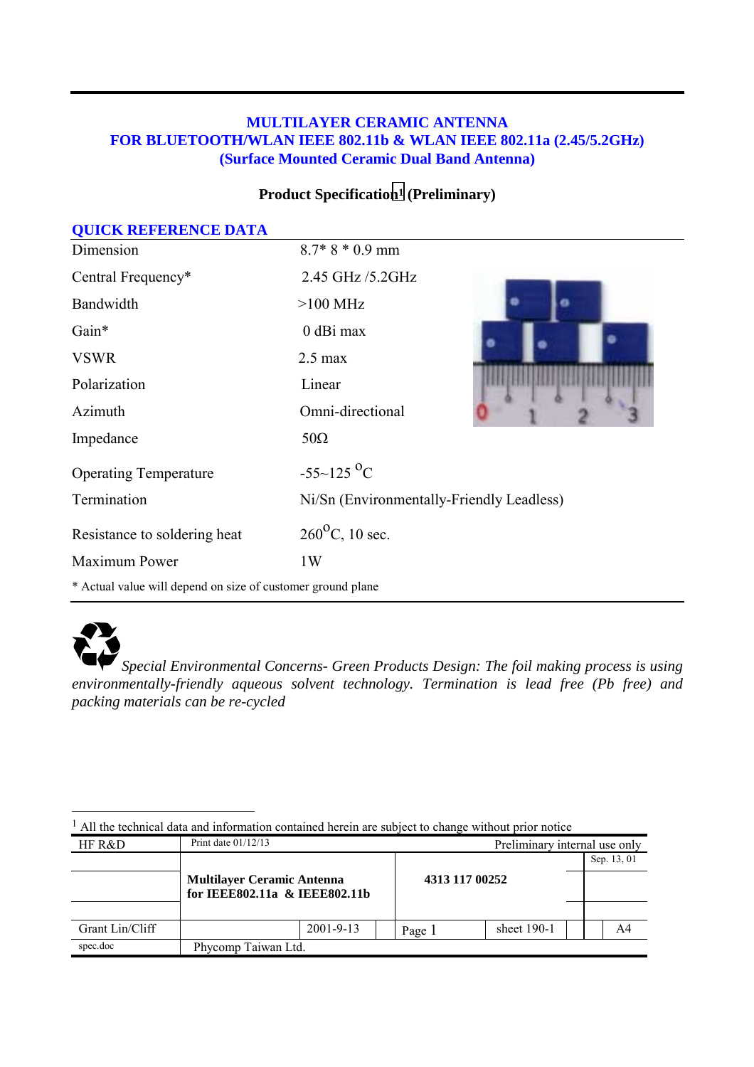# MULTILAYER CERAMIC ANTENNA
# FOR BLUETOOTH/WLAN IEEE 802.11b & WLAN IEEE 802.11a (2.45/5.2GHz)
# (Surface Mounted Ceramic Dual Band Antenna)

**Product Specification[1] (Preliminary)**

## QUICK REFERENCE DATA

| | |
|---|---|
| Dimension | 8.7* 8 * 0.9 mm |
| Central Frequency* | 2.45 GHz /5.2GHz |
| Bandwidth | >100 MHz |
| Gain* | 0 dBi max |
| VSWR | 2.5 max |
| Polarization | Linear |
| Azimuth | Omni-directional |
| Impedance | 50Ω |
| Operating Temperature | -55~125 $^{o}$C |
| Termination | Ni/Sn (Environmentally-Friendly Leadless) |
| Resistance to soldering heat | 260$^{o}$C, 10 sec. |
| Maximum Power | 1W |

\* Actual value will depend on size of customer ground plane

*Special Environmental Concerns- Green Products Design: The foil making process is using environmentally-friendly aqueous solvent technology. Termination is lead free (Pb free) and packing materials can be re-cycled*

[1] All the technical data and information contained herein are subject to change without prior notice

| HF R&D | Print date 01/12/13 | | | Preliminary internal use only | | |
|---|---|---|---|---|---|---|
| | **Multilayer Ceramic Antenna for IEEE802.11a & IEEE802.11b** | | **4313 117 00252** | | | Sep. 13, 01 |
| Grant Lin/Cliff | | 2001-9-13 | Page 1 | sheet 190-1 | | A4 |
| spec.doc | Phycomp Taiwan Ltd. | | | | | |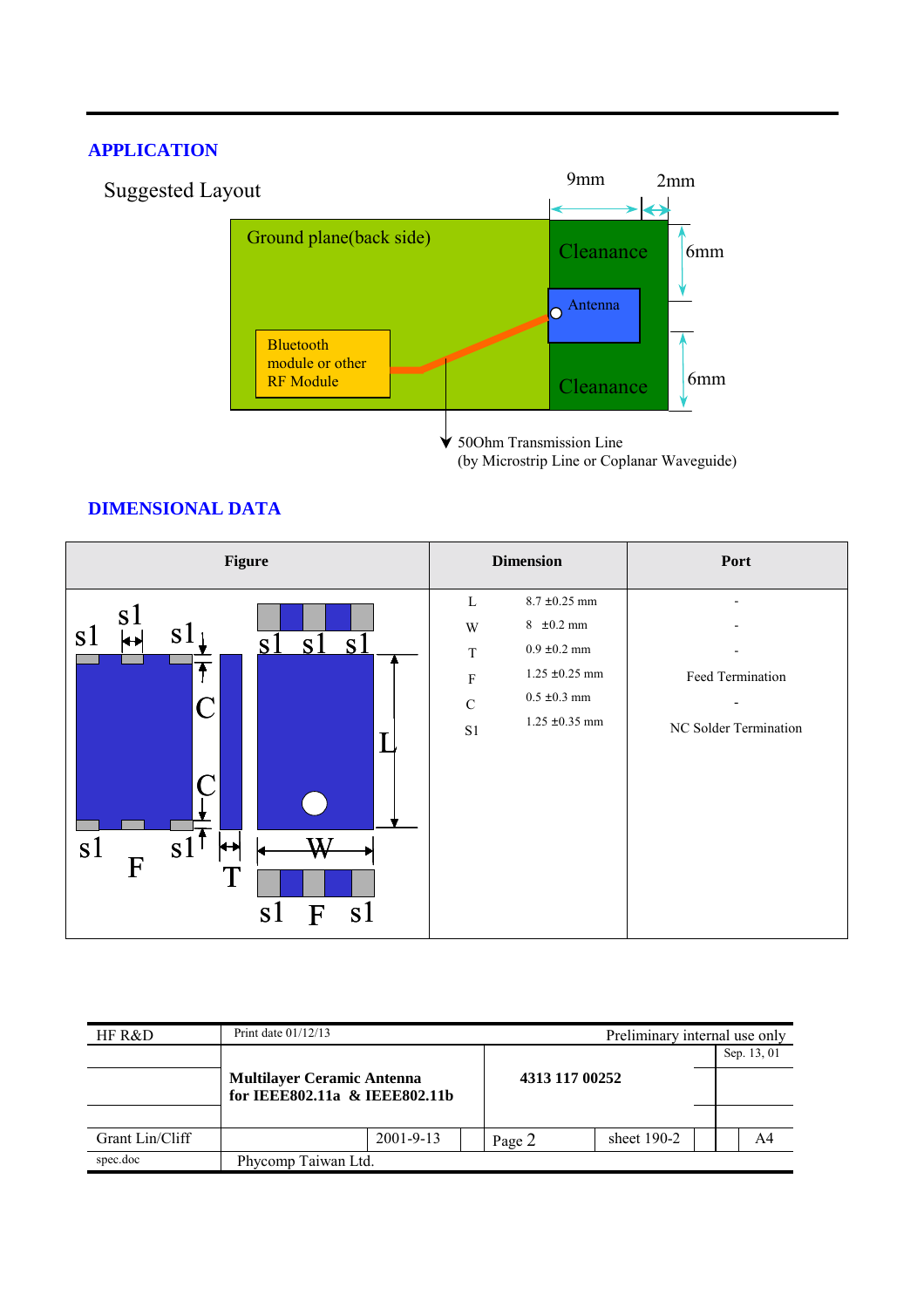## APPLICATION

Suggested Layout

Ground plane(back side)

Bluetooth module or other RF Module

Cleanance

Antenna

Cleanance

9mm 2mm 6mm 6mm

50Ohm Transmission Line
(by Microstrip Line or Coplanar Waveguide)

## DIMENSIONAL DATA

| Figure | Dimension | | Port |
|---|---|---|---|
| | L | 8.7 ±0.25 mm | - |
| | W | 8 ±0.2 mm | - |
| | T | 0.9 ±0.2 mm | - |
| | F | 1.25 ±0.25 mm | Feed Termination |
| | C | 0.5 ±0.3 mm | - |
| | S1 | 1.25 ±0.35 mm | NC Solder Termination |

| HF R&D | Print date 01/12/13 | Preliminary internal use only |
|---|---|---|
| | Multilayer Ceramic Antenna for IEEE802.11a & IEEE802.11b | 4313 117 00252 | Sep. 13, 01 |
| Grant Lin/Cliff | 2001-9-13 | Page 2 | sheet 190-2 | A4 |
| spec.doc | Phycomp Taiwan Ltd. | |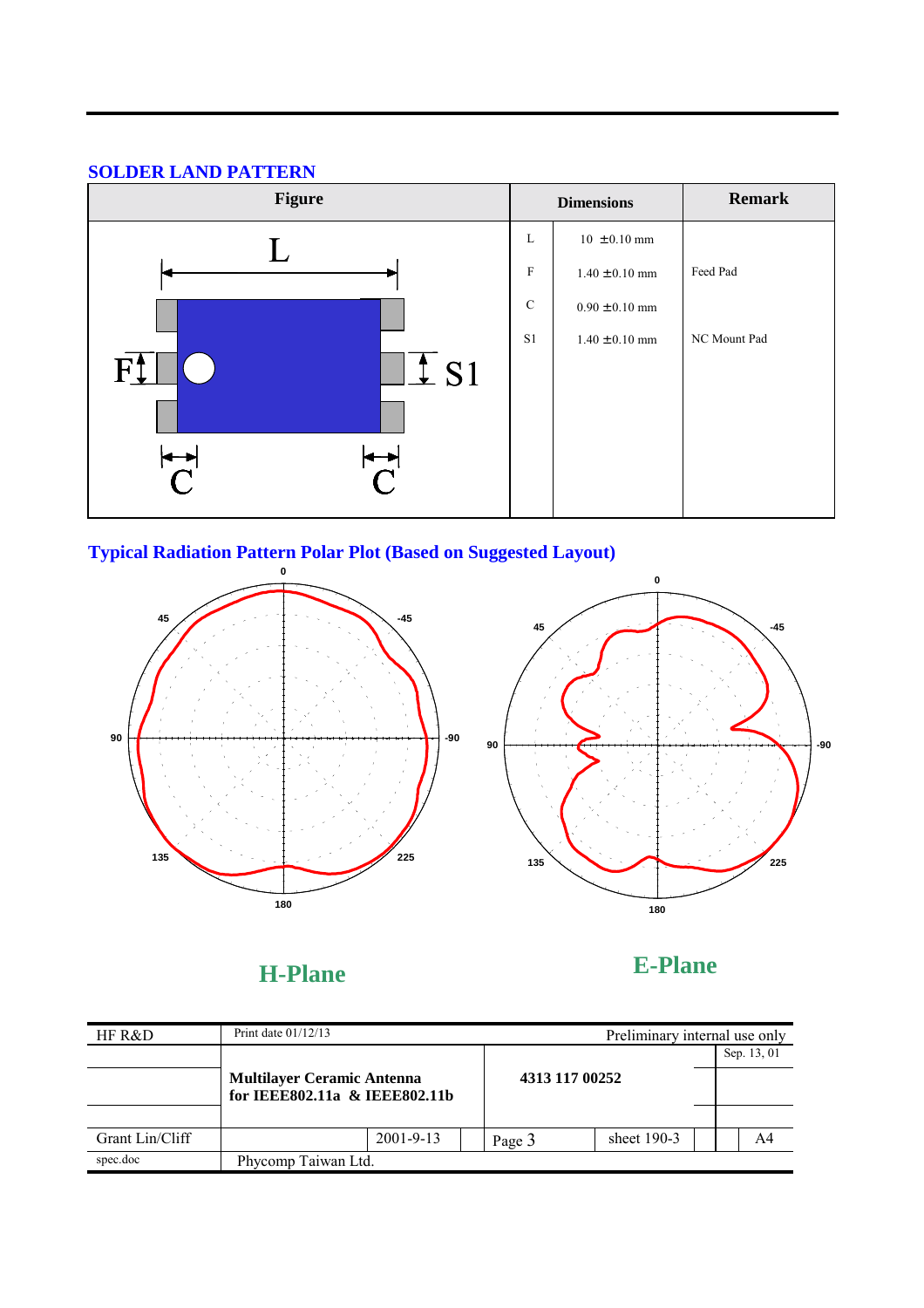## SOLDER LAND PATTERN

| Figure | Dimensions | | Remark |
|---|---|---|---|
| | L | 10 ±0.10 mm | |
| | F | 1.40 ±0.10 mm | Feed Pad |
| | C | 0.90 ±0.10 mm | |
| | S1 | 1.40 ±0.10 mm | NC Mount Pad |

## Typical Radiation Pattern Polar Plot (Based on Suggested Layout)

**H-Plane**

**E-Plane**

| HF R&D | Print date 01/12/13 | | Preliminary internal use only | | |
|---|---|---|---|---|---|
| | **Multilayer Ceramic Antenna for IEEE802.11a & IEEE802.11b** | | **4313 117 00252** | | Sep. 13, 01 |
| Grant Lin/Cliff | | 2001-9-13 | Page 3 | sheet 190-3 | A4 |
| spec.doc | Phycomp Taiwan Ltd. | | | | |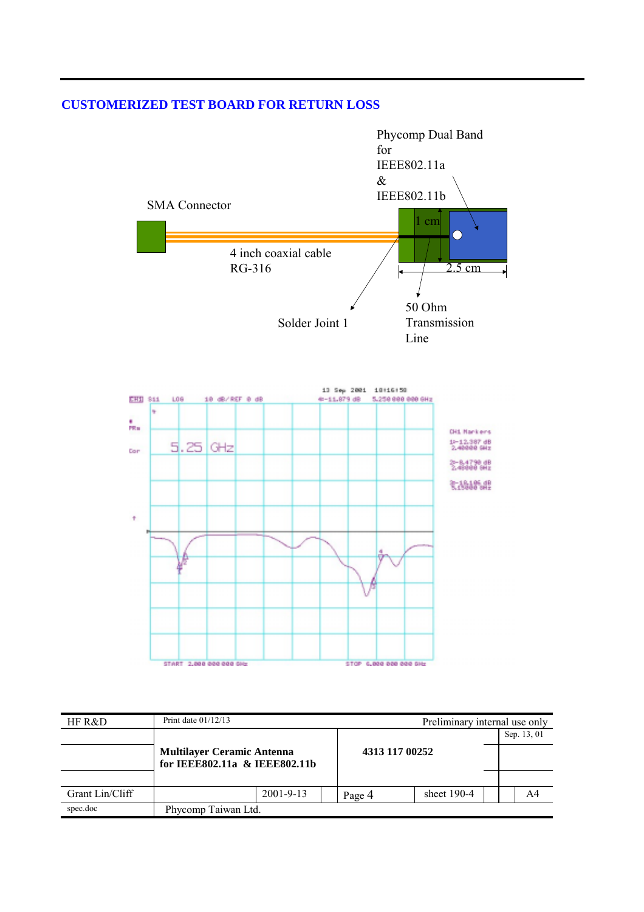## CUSTOMERIZED TEST BOARD FOR RETURN LOSS

Phycomp Dual Band for IEEE802.11a & IEEE802.11b

SMA Connector

1 cm

4 inch coaxial cable RG-316

2.5 cm

Solder Joint 1

50 Ohm Transmission Line

CH1 S11 LOG 10 dB/REF 0 dB

13 Sep 2001 10:16:58

4:-11.879 dB 5.250 000 000 GHz

5.25 GHz

CH1 Markers

1:-12.387 dB 2.40000 GHz

2:-8.4790 dB 2.48000 GHz

3:-10.106 dB 5.15000 GHz

START 2.000 000 000 GHz

STOP 6.000 000 000 GHz

| HF R&D | Print date 01/12/13 | | Preliminary internal use only | | | |
|---|---|---|---|---|---|---|
| | | | | | Sep. 13, 01 | |
| | **Multilayer Ceramic Antenna for IEEE802.11a & IEEE802.11b** | | **4313 117 00252** | | | |
| Grant Lin/Cliff | | 2001-9-13 | Page 4 | sheet 190-4 | | A4 |
| spec.doc | Phycomp Taiwan Ltd. | | | | | |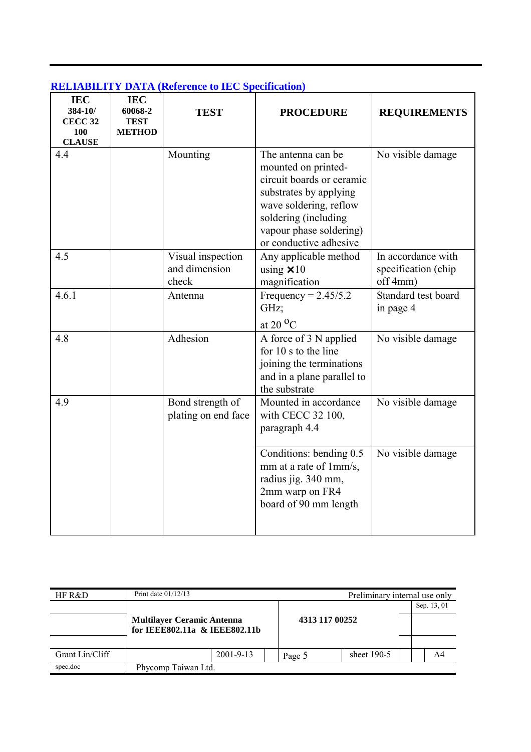## RELIABILITY DATA (Reference to IEC Specification)

| IEC 384-10/ CECC 32 100 CLAUSE | IEC 60068-2 TEST METHOD | TEST | PROCEDURE | REQUIREMENTS |
|---|---|---|---|---|
| 4.4 | | Mounting | The antenna can be mounted on printed-circuit boards or ceramic substrates by applying wave soldering, reflow soldering (including vapour phase soldering) or conductive adhesive | No visible damage |
| 4.5 | | Visual inspection and dimension check | Any applicable method using ×10 magnification | In accordance with specification (chip off 4mm) |
| 4.6.1 | | Antenna | Frequency = 2.45/5.2 GHz; at 20 $^{o}$C | Standard test board in page 4 |
| 4.8 | | Adhesion | A force of 3 N applied for 10 s to the line joining the terminations and in a plane parallel to the substrate | No visible damage |
| 4.9 | | Bond strength of plating on end face | Mounted in accordance with CECC 32 100, paragraph 4.4 | No visible damage |
| | | | Conditions: bending 0.5 mm at a rate of 1mm/s, radius jig. 340 mm, 2mm warp on FR4 board of 90 mm length | No visible damage |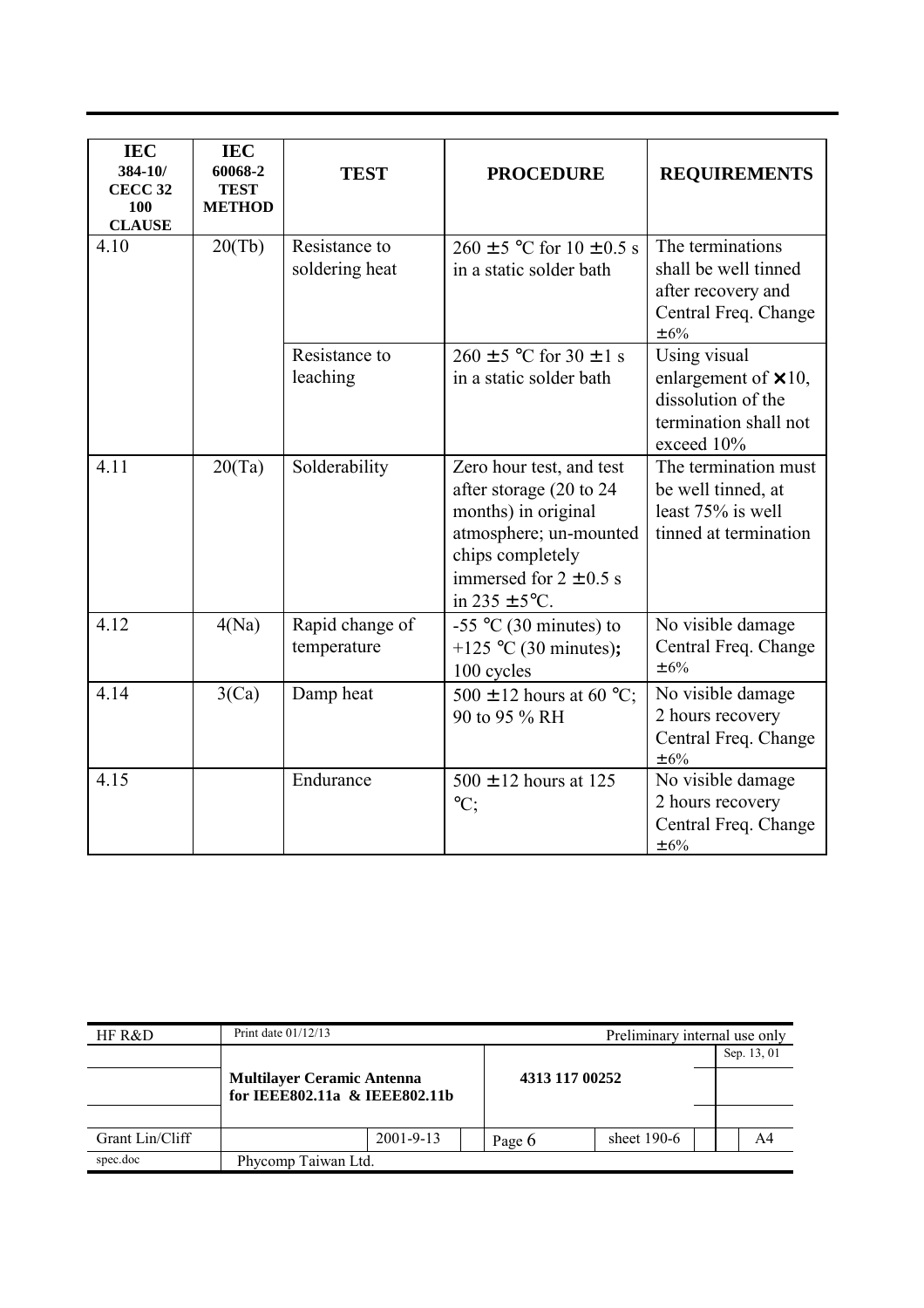| IEC 384-10/ CECC 32 100 CLAUSE | IEC 60068-2 TEST METHOD | TEST | PROCEDURE | REQUIREMENTS |
|---|---|---|---|---|
| 4.10 | 20(Tb) | Resistance to soldering heat | 260 ± 5 °C for 10 ± 0.5 s in a static solder bath | The terminations shall be well tinned after recovery and Central Freq. Change ±6% |
| | | Resistance to leaching | 260 ± 5 °C for 30 ± 1 s in a static solder bath | Using visual enlargement of ×10, dissolution of the termination shall not exceed 10% |
| 4.11 | 20(Ta) | Solderability | Zero hour test, and test after storage (20 to 24 months) in original atmosphere; un-mounted chips completely immersed for 2 ± 0.5 s in 235 ±5°C. | The termination must be well tinned, at least 75% is well tinned at termination |
| 4.12 | 4(Na) | Rapid change of temperature | -55 °C (30 minutes) to +125 °C (30 minutes); 100 cycles | No visible damage Central Freq. Change ±6% |
| 4.14 | 3(Ca) | Damp heat | 500 ± 12 hours at 60 °C; 90 to 95 % RH | No visible damage 2 hours recovery Central Freq. Change ±6% |
| 4.15 | | Endurance | 500 ± 12 hours at 125 °C; | No visible damage 2 hours recovery Central Freq. Change ±6% |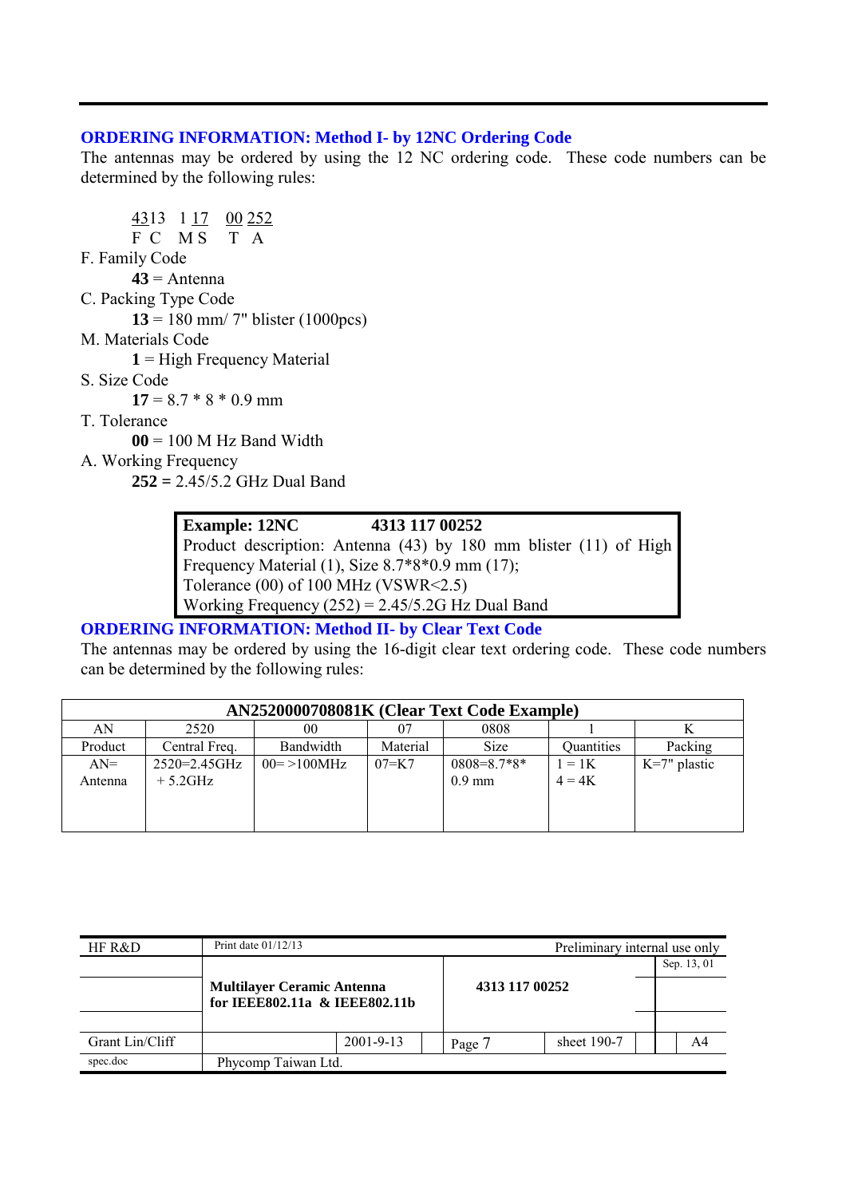## ORDERING INFORMATION: Method I- by 12NC Ordering Code

The antennas may be ordered by using the 12 NC ordering code. These code numbers can be determined by the following rules:

```
4313  1 17   00 252
F C   M S    T  A
```

F. Family Code

**43** = Antenna

C. Packing Type Code

**13** = 180 mm/ 7" blister (1000pcs)

M. Materials Code

**1** = High Frequency Material

S. Size Code

**17** = 8.7 * 8 * 0.9 mm

T. Tolerance

**00** = 100 M Hz Band Width

A. Working Frequency

**252 =** 2.45/5.2 GHz Dual Band

> **Example: 12NC 4313 117 00252**
> Product description: Antenna (43) by 180 mm blister (11) of High Frequency Material (1), Size 8.7*8*0.9 mm (17);
> Tolerance (00) of 100 MHz (VSWR<2.5)
> Working Frequency (252) = 2.45/5.2G Hz Dual Band

## ORDERING INFORMATION: Method II- by Clear Text Code

The antennas may be ordered by using the 16-digit clear text ordering code. These code numbers can be determined by the following rules:

| AN2520000708081K (Clear Text Code Example) | | | | | | |
|---|---|---|---|---|---|---|
| AN | 2520 | 00 | 07 | 0808 | 1 | K |
| Product | Central Freq. | Bandwidth | Material | Size | Quantities | Packing |
| AN= Antenna | 2520=2.45GHz + 5.2GHz | 00= >100MHz | 07=K7 | 0808=8.7*8* 0.9 mm | 1 = 1K<br>4 = 4K | K=7" plastic |